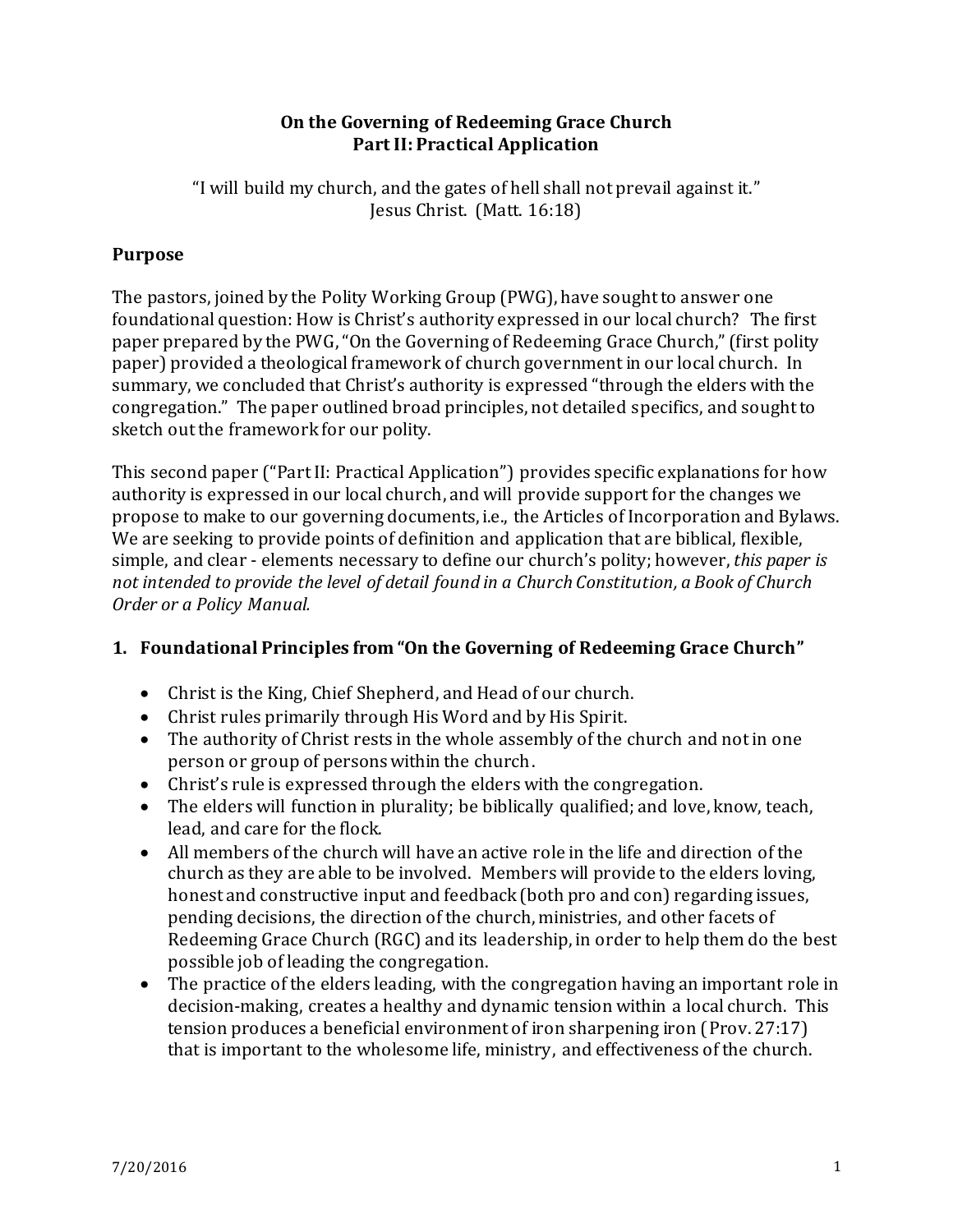# On the Governing of Redeeming Grace Church
# Part II: Practical Application

"I will build my church, and the gates of hell shall not prevail against it."
Jesus Christ. (Matt. 16:18)

## Purpose

The pastors, joined by the Polity Working Group (PWG), have sought to answer one foundational question: How is Christ's authority expressed in our local church? The first paper prepared by the PWG, "On the Governing of Redeeming Grace Church," (first polity paper) provided a theological framework of church government in our local church. In summary, we concluded that Christ's authority is expressed "through the elders with the congregation." The paper outlined broad principles, not detailed specifics, and sought to sketch out the framework for our polity.

This second paper ("Part II: Practical Application") provides specific explanations for how authority is expressed in our local church, and will provide support for the changes we propose to make to our governing documents, i.e., the Articles of Incorporation and Bylaws. We are seeking to provide points of definition and application that are biblical, flexible, simple, and clear - elements necessary to define our church's polity; however, *this paper is not intended to provide the level of detail found in a Church Constitution, a Book of Church Order or a Policy Manual.*

## 1. Foundational Principles from "On the Governing of Redeeming Grace Church"

- Christ is the King, Chief Shepherd, and Head of our church.
- Christ rules primarily through His Word and by His Spirit.
- The authority of Christ rests in the whole assembly of the church and not in one person or group of persons within the church.
- Christ's rule is expressed through the elders with the congregation.
- The elders will function in plurality; be biblically qualified; and love, know, teach, lead, and care for the flock.
- All members of the church will have an active role in the life and direction of the church as they are able to be involved. Members will provide to the elders loving, honest and constructive input and feedback (both pro and con) regarding issues, pending decisions, the direction of the church, ministries, and other facets of Redeeming Grace Church (RGC) and its leadership, in order to help them do the best possible job of leading the congregation.
- The practice of the elders leading, with the congregation having an important role in decision-making, creates a healthy and dynamic tension within a local church. This tension produces a beneficial environment of iron sharpening iron (Prov. 27:17) that is important to the wholesome life, ministry, and effectiveness of the church.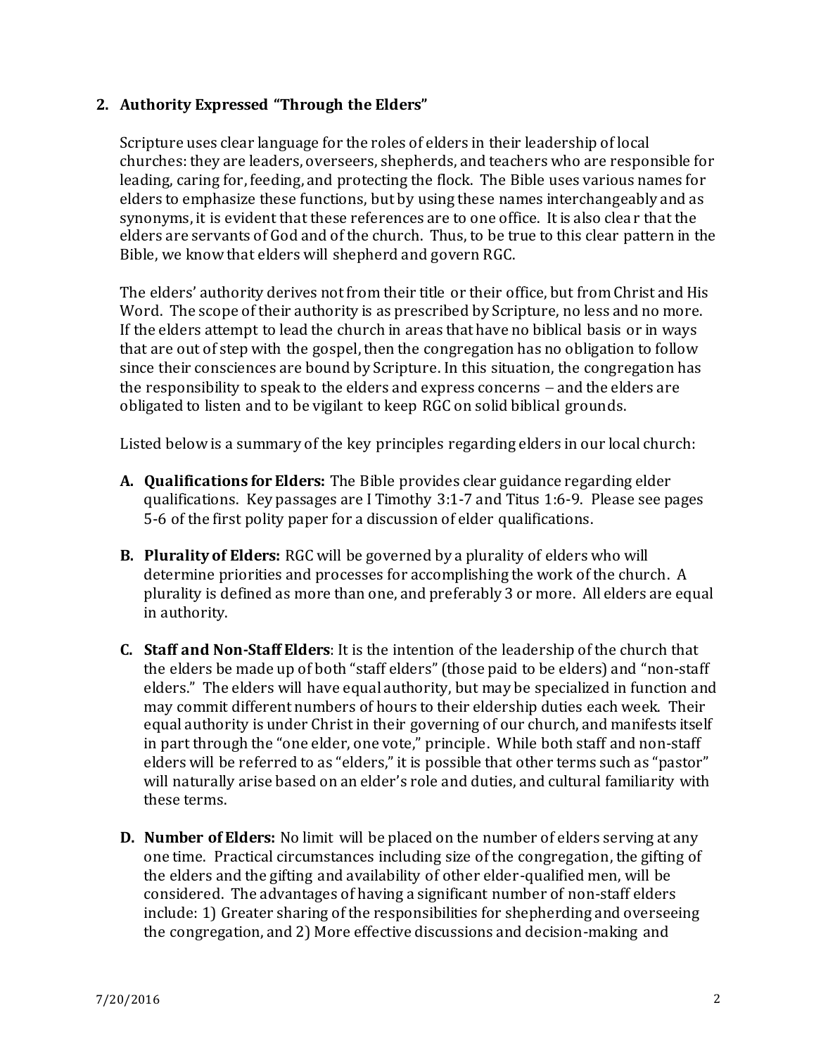## 2. Authority Expressed "Through the Elders"

Scripture uses clear language for the roles of elders in their leadership of local churches: they are leaders, overseers, shepherds, and teachers who are responsible for leading, caring for, feeding, and protecting the flock. The Bible uses various names for elders to emphasize these functions, but by using these names interchangeably and as synonyms, it is evident that these references are to one office. It is also clear that the elders are servants of God and of the church. Thus, to be true to this clear pattern in the Bible, we know that elders will shepherd and govern RGC.

The elders' authority derives not from their title or their office, but from Christ and His Word. The scope of their authority is as prescribed by Scripture, no less and no more. If the elders attempt to lead the church in areas that have no biblical basis or in ways that are out of step with the gospel, then the congregation has no obligation to follow since their consciences are bound by Scripture. In this situation, the congregation has the responsibility to speak to the elders and express concerns – and the elders are obligated to listen and to be vigilant to keep RGC on solid biblical grounds.

Listed below is a summary of the key principles regarding elders in our local church:

**A. Qualifications for Elders:** The Bible provides clear guidance regarding elder qualifications. Key passages are I Timothy 3:1-7 and Titus 1:6-9. Please see pages 5-6 of the first polity paper for a discussion of elder qualifications.

**B. Plurality of Elders:** RGC will be governed by a plurality of elders who will determine priorities and processes for accomplishing the work of the church. A plurality is defined as more than one, and preferably 3 or more. All elders are equal in authority.

**C. Staff and Non-Staff Elders**: It is the intention of the leadership of the church that the elders be made up of both "staff elders" (those paid to be elders) and "non-staff elders." The elders will have equal authority, but may be specialized in function and may commit different numbers of hours to their eldership duties each week. Their equal authority is under Christ in their governing of our church, and manifests itself in part through the "one elder, one vote," principle. While both staff and non-staff elders will be referred to as "elders," it is possible that other terms such as "pastor" will naturally arise based on an elder's role and duties, and cultural familiarity with these terms.

**D. Number of Elders:** No limit will be placed on the number of elders serving at any one time. Practical circumstances including size of the congregation, the gifting of the elders and the gifting and availability of other elder-qualified men, will be considered. The advantages of having a significant number of non-staff elders include: 1) Greater sharing of the responsibilities for shepherding and overseeing the congregation, and 2) More effective discussions and decision-making and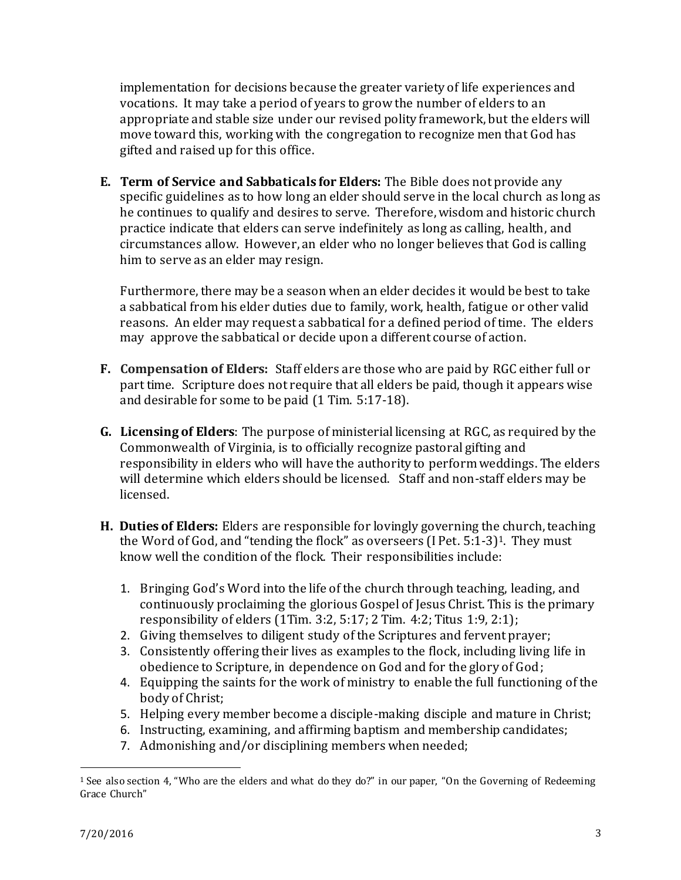implementation for decisions because the greater variety of life experiences and vocations. It may take a period of years to grow the number of elders to an appropriate and stable size under our revised polity framework, but the elders will move toward this, working with the congregation to recognize men that God has gifted and raised up for this office.

**E. Term of Service and Sabbaticals for Elders:** The Bible does not provide any specific guidelines as to how long an elder should serve in the local church as long as he continues to qualify and desires to serve. Therefore, wisdom and historic church practice indicate that elders can serve indefinitely as long as calling, health, and circumstances allow. However, an elder who no longer believes that God is calling him to serve as an elder may resign.

Furthermore, there may be a season when an elder decides it would be best to take a sabbatical from his elder duties due to family, work, health, fatigue or other valid reasons. An elder may request a sabbatical for a defined period of time. The elders may approve the sabbatical or decide upon a different course of action.

**F. Compensation of Elders:** Staff elders are those who are paid by RGC either full or part time. Scripture does not require that all elders be paid, though it appears wise and desirable for some to be paid (1 Tim. 5:17-18).

**G. Licensing of Elders**: The purpose of ministerial licensing at RGC, as required by the Commonwealth of Virginia, is to officially recognize pastoral gifting and responsibility in elders who will have the authority to perform weddings. The elders will determine which elders should be licensed. Staff and non-staff elders may be licensed.

**H. Duties of Elders:** Elders are responsible for lovingly governing the church, teaching the Word of God, and "tending the flock" as overseers (I Pet. 5:1-3)[1]. They must know well the condition of the flock. Their responsibilities include:

1. Bringing God's Word into the life of the church through teaching, leading, and continuously proclaiming the glorious Gospel of Jesus Christ. This is the primary responsibility of elders (1Tim. 3:2, 5:17; 2 Tim. 4:2; Titus 1:9, 2:1);
2. Giving themselves to diligent study of the Scriptures and fervent prayer;
3. Consistently offering their lives as examples to the flock, including living life in obedience to Scripture, in dependence on God and for the glory of God;
4. Equipping the saints for the work of ministry to enable the full functioning of the body of Christ;
5. Helping every member become a disciple-making disciple and mature in Christ;
6. Instructing, examining, and affirming baptism and membership candidates;
7. Admonishing and/or disciplining members when needed;

[1] See also section 4, "Who are the elders and what do they do?" in our paper, "On the Governing of Redeeming Grace Church"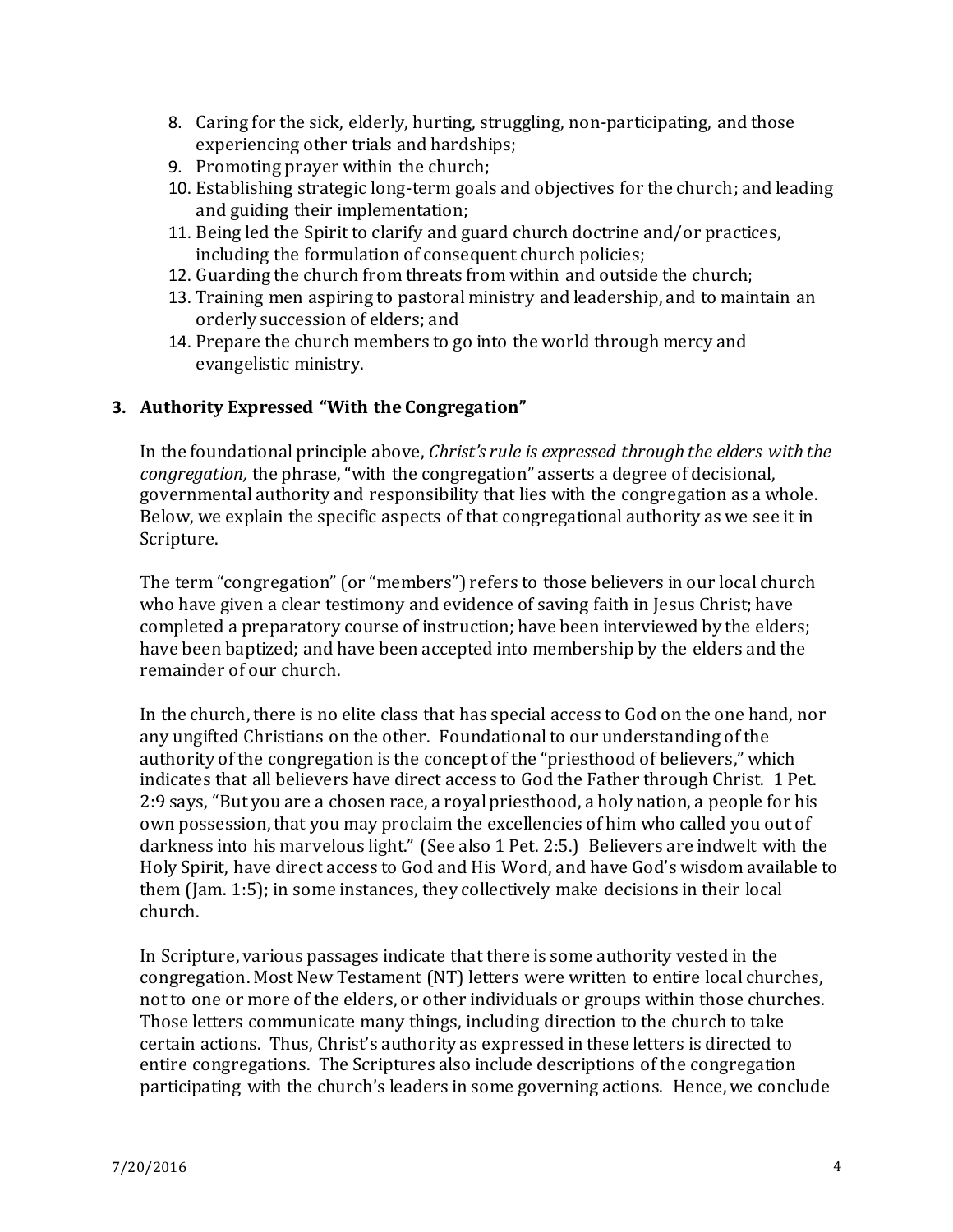8. Caring for the sick, elderly, hurting, struggling, non-participating, and those experiencing other trials and hardships;
9. Promoting prayer within the church;
10. Establishing strategic long-term goals and objectives for the church; and leading and guiding their implementation;
11. Being led the Spirit to clarify and guard church doctrine and/or practices, including the formulation of consequent church policies;
12. Guarding the church from threats from within and outside the church;
13. Training men aspiring to pastoral ministry and leadership, and to maintain an orderly succession of elders; and
14. Prepare the church members to go into the world through mercy and evangelistic ministry.

### 3. Authority Expressed "With the Congregation"

In the foundational principle above, *Christ's rule is expressed through the elders with the congregation,* the phrase, "with the congregation" asserts a degree of decisional, governmental authority and responsibility that lies with the congregation as a whole. Below, we explain the specific aspects of that congregational authority as we see it in Scripture.

The term "congregation" (or "members") refers to those believers in our local church who have given a clear testimony and evidence of saving faith in Jesus Christ; have completed a preparatory course of instruction; have been interviewed by the elders; have been baptized; and have been accepted into membership by the elders and the remainder of our church.

In the church, there is no elite class that has special access to God on the one hand, nor any ungifted Christians on the other. Foundational to our understanding of the authority of the congregation is the concept of the "priesthood of believers," which indicates that all believers have direct access to God the Father through Christ. 1 Pet. 2:9 says, "But you are a chosen race, a royal priesthood, a holy nation, a people for his own possession, that you may proclaim the excellencies of him who called you out of darkness into his marvelous light." (See also 1 Pet. 2:5.) Believers are indwelt with the Holy Spirit, have direct access to God and His Word, and have God's wisdom available to them (Jam. 1:5); in some instances, they collectively make decisions in their local church.

In Scripture, various passages indicate that there is some authority vested in the congregation. Most New Testament (NT) letters were written to entire local churches, not to one or more of the elders, or other individuals or groups within those churches. Those letters communicate many things, including direction to the church to take certain actions. Thus, Christ's authority as expressed in these letters is directed to entire congregations. The Scriptures also include descriptions of the congregation participating with the church's leaders in some governing actions. Hence, we conclude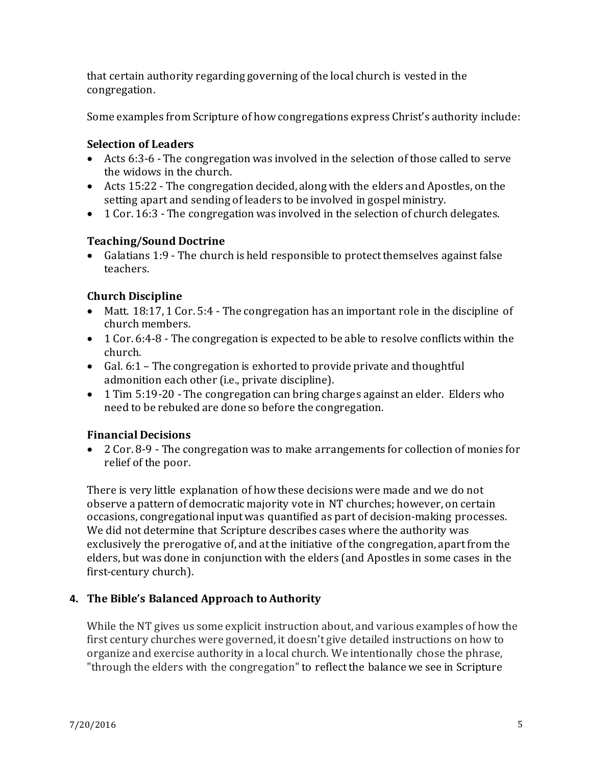that certain authority regarding governing of the local church is vested in the congregation.

Some examples from Scripture of how congregations express Christ's authority include:

### Selection of Leaders

- Acts 6:3-6 - The congregation was involved in the selection of those called to serve the widows in the church.
- Acts 15:22 - The congregation decided, along with the elders and Apostles, on the setting apart and sending of leaders to be involved in gospel ministry.
- 1 Cor. 16:3 - The congregation was involved in the selection of church delegates.

### Teaching/Sound Doctrine

- Galatians 1:9 - The church is held responsible to protect themselves against false teachers.

### Church Discipline

- Matt. 18:17, 1 Cor. 5:4 - The congregation has an important role in the discipline of church members.
- 1 Cor. 6:4-8 - The congregation is expected to be able to resolve conflicts within the church.
- Gal. 6:1 – The congregation is exhorted to provide private and thoughtful admonition each other (i.e., private discipline).
- 1 Tim 5:19-20 - The congregation can bring charges against an elder. Elders who need to be rebuked are done so before the congregation.

### Financial Decisions

- 2 Cor. 8-9 - The congregation was to make arrangements for collection of monies for relief of the poor.

There is very little explanation of how these decisions were made and we do not observe a pattern of democratic majority vote in NT churches; however, on certain occasions, congregational input was quantified as part of decision-making processes. We did not determine that Scripture describes cases where the authority was exclusively the prerogative of, and at the initiative of the congregation, apart from the elders, but was done in conjunction with the elders (and Apostles in some cases in the first-century church).

## 4. The Bible's Balanced Approach to Authority

While the NT gives us some explicit instruction about, and various examples of how the first century churches were governed, it doesn't give detailed instructions on how to organize and exercise authority in a local church. We intentionally chose the phrase, "through the elders with the congregation" to reflect the balance we see in Scripture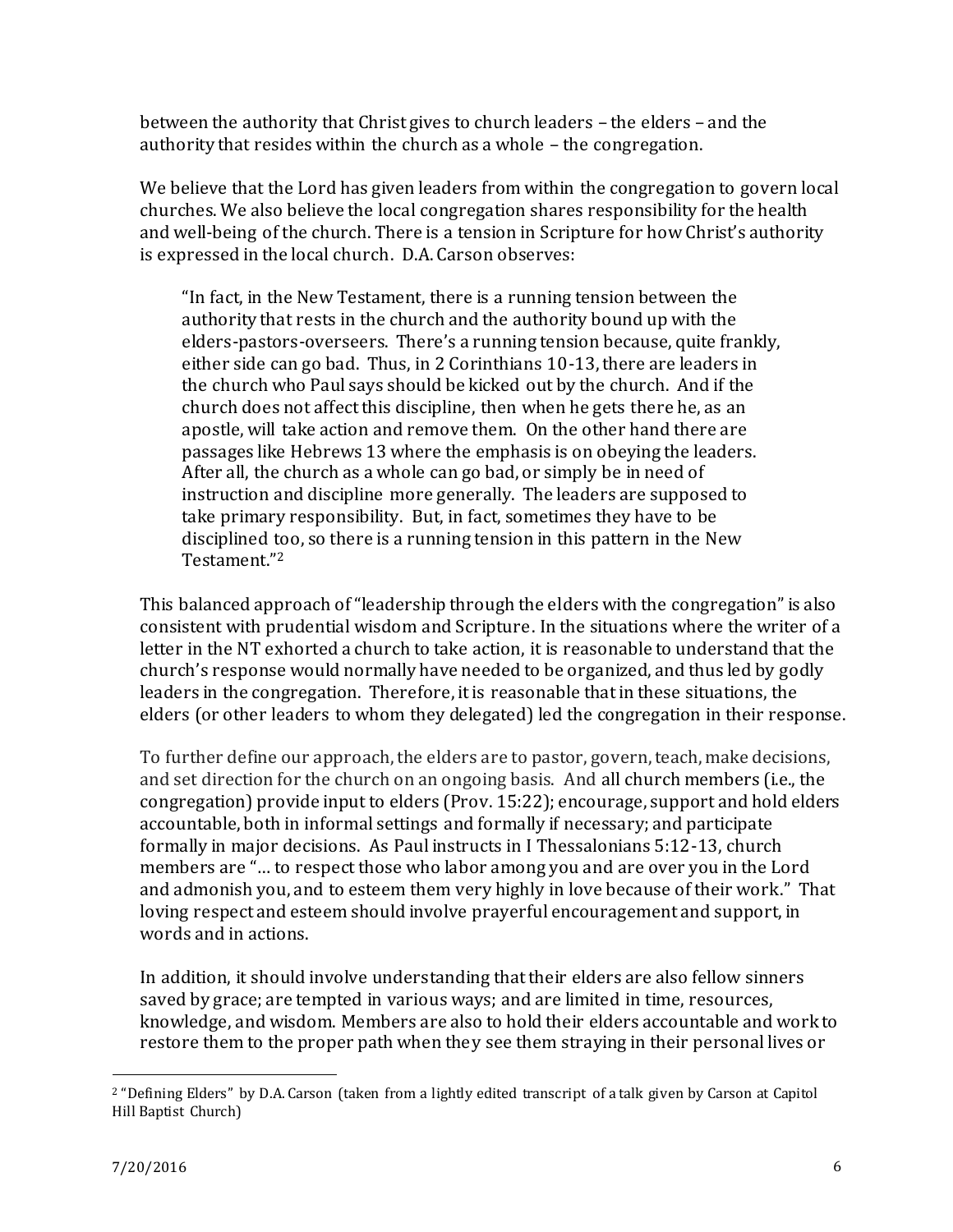between the authority that Christ gives to church leaders – the elders – and the authority that resides within the church as a whole – the congregation.

We believe that the Lord has given leaders from within the congregation to govern local churches. We also believe the local congregation shares responsibility for the health and well-being of the church. There is a tension in Scripture for how Christ's authority is expressed in the local church. D.A. Carson observes:

> "In fact, in the New Testament, there is a running tension between the authority that rests in the church and the authority bound up with the elders-pastors-overseers. There's a running tension because, quite frankly, either side can go bad. Thus, in 2 Corinthians 10-13, there are leaders in the church who Paul says should be kicked out by the church. And if the church does not affect this discipline, then when he gets there he, as an apostle, will take action and remove them. On the other hand there are passages like Hebrews 13 where the emphasis is on obeying the leaders. After all, the church as a whole can go bad, or simply be in need of instruction and discipline more generally. The leaders are supposed to take primary responsibility. But, in fact, sometimes they have to be disciplined too, so there is a running tension in this pattern in the New Testament."[2]

This balanced approach of "leadership through the elders with the congregation" is also consistent with prudential wisdom and Scripture. In the situations where the writer of a letter in the NT exhorted a church to take action, it is reasonable to understand that the church's response would normally have needed to be organized, and thus led by godly leaders in the congregation. Therefore, it is reasonable that in these situations, the elders (or other leaders to whom they delegated) led the congregation in their response.

To further define our approach, the elders are to pastor, govern, teach, make decisions, and set direction for the church on an ongoing basis. And all church members (i.e., the congregation) provide input to elders (Prov. 15:22); encourage, support and hold elders accountable, both in informal settings and formally if necessary; and participate formally in major decisions. As Paul instructs in I Thessalonians 5:12-13, church members are "… to respect those who labor among you and are over you in the Lord and admonish you, and to esteem them very highly in love because of their work." That loving respect and esteem should involve prayerful encouragement and support, in words and in actions.

In addition, it should involve understanding that their elders are also fellow sinners saved by grace; are tempted in various ways; and are limited in time, resources, knowledge, and wisdom. Members are also to hold their elders accountable and work to restore them to the proper path when they see them straying in their personal lives or

---

[2] "Defining Elders" by D.A. Carson (taken from a lightly edited transcript of a talk given by Carson at Capitol Hill Baptist Church)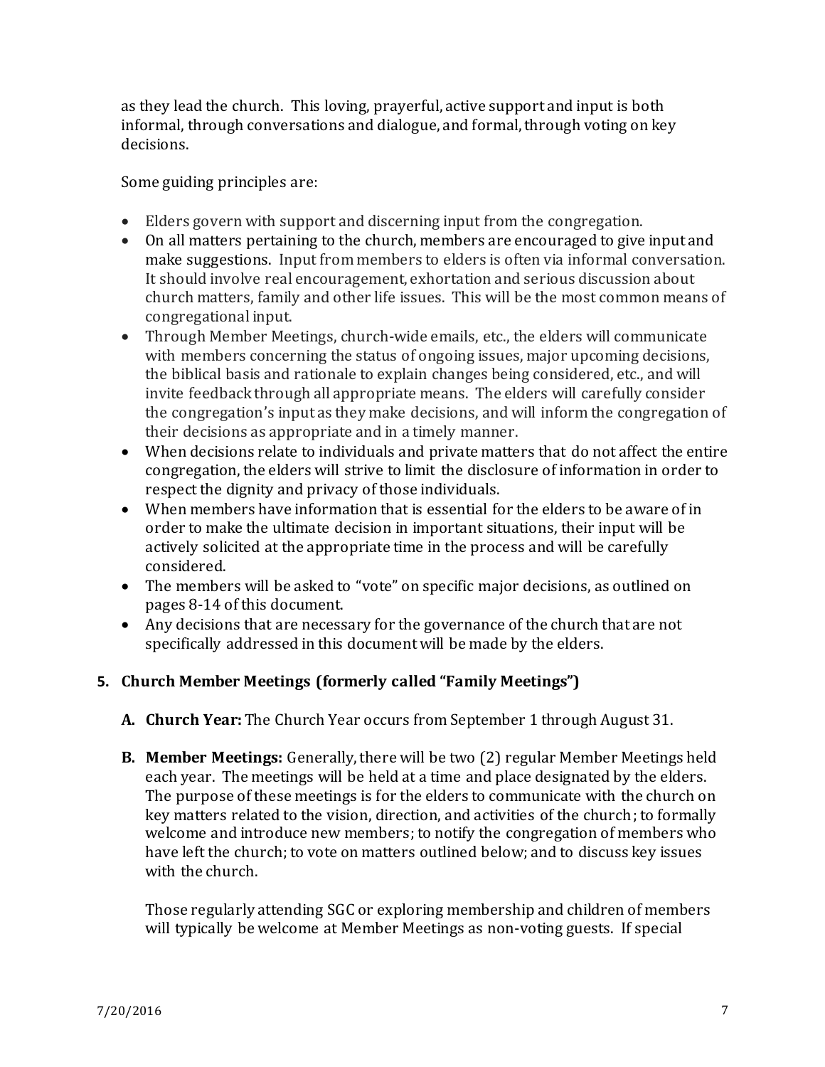as they lead the church. This loving, prayerful, active support and input is both informal, through conversations and dialogue, and formal, through voting on key decisions.

Some guiding principles are:

- Elders govern with support and discerning input from the congregation.
- On all matters pertaining to the church, members are encouraged to give input and make suggestions. Input from members to elders is often via informal conversation. It should involve real encouragement, exhortation and serious discussion about church matters, family and other life issues. This will be the most common means of congregational input.
- Through Member Meetings, church-wide emails, etc., the elders will communicate with members concerning the status of ongoing issues, major upcoming decisions, the biblical basis and rationale to explain changes being considered, etc., and will invite feedback through all appropriate means. The elders will carefully consider the congregation's input as they make decisions, and will inform the congregation of their decisions as appropriate and in a timely manner.
- When decisions relate to individuals and private matters that do not affect the entire congregation, the elders will strive to limit the disclosure of information in order to respect the dignity and privacy of those individuals.
- When members have information that is essential for the elders to be aware of in order to make the ultimate decision in important situations, their input will be actively solicited at the appropriate time in the process and will be carefully considered.
- The members will be asked to "vote" on specific major decisions, as outlined on pages 8-14 of this document.
- Any decisions that are necessary for the governance of the church that are not specifically addressed in this document will be made by the elders.

## 5. Church Member Meetings (formerly called "Family Meetings")

**A. Church Year:** The Church Year occurs from September 1 through August 31.

**B. Member Meetings:** Generally, there will be two (2) regular Member Meetings held each year. The meetings will be held at a time and place designated by the elders. The purpose of these meetings is for the elders to communicate with the church on key matters related to the vision, direction, and activities of the church; to formally welcome and introduce new members; to notify the congregation of members who have left the church; to vote on matters outlined below; and to discuss key issues with the church.

Those regularly attending SGC or exploring membership and children of members will typically be welcome at Member Meetings as non-voting guests. If special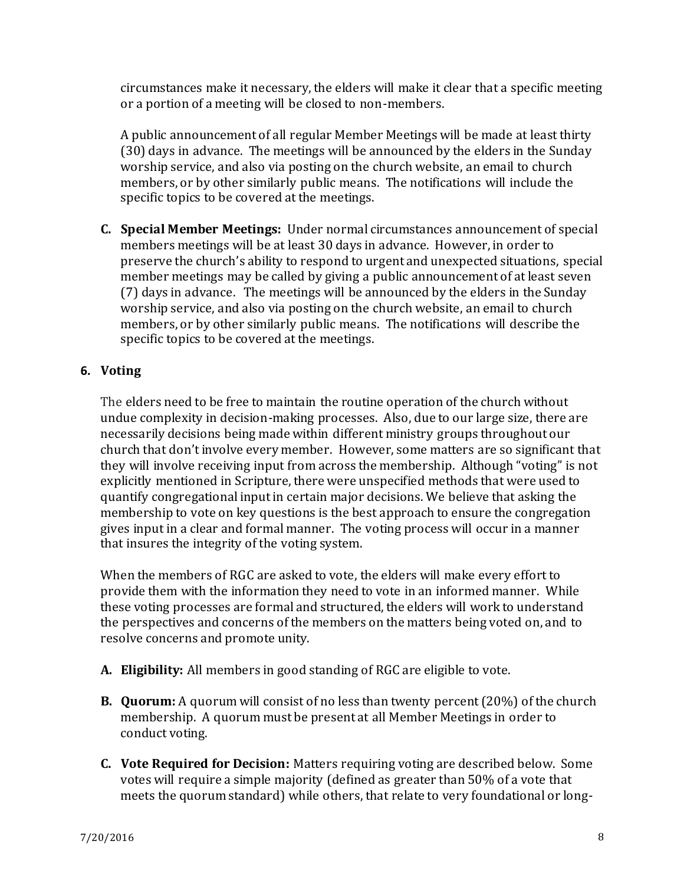circumstances make it necessary, the elders will make it clear that a specific meeting or a portion of a meeting will be closed to non-members.

A public announcement of all regular Member Meetings will be made at least thirty (30) days in advance. The meetings will be announced by the elders in the Sunday worship service, and also via posting on the church website, an email to church members, or by other similarly public means. The notifications will include the specific topics to be covered at the meetings.

**C. Special Member Meetings:** Under normal circumstances announcement of special members meetings will be at least 30 days in advance. However, in order to preserve the church's ability to respond to urgent and unexpected situations, special member meetings may be called by giving a public announcement of at least seven (7) days in advance. The meetings will be announced by the elders in the Sunday worship service, and also via posting on the church website, an email to church members, or by other similarly public means. The notifications will describe the specific topics to be covered at the meetings.

## 6. Voting

The elders need to be free to maintain the routine operation of the church without undue complexity in decision-making processes. Also, due to our large size, there are necessarily decisions being made within different ministry groups throughout our church that don't involve every member. However, some matters are so significant that they will involve receiving input from across the membership. Although "voting" is not explicitly mentioned in Scripture, there were unspecified methods that were used to quantify congregational input in certain major decisions. We believe that asking the membership to vote on key questions is the best approach to ensure the congregation gives input in a clear and formal manner. The voting process will occur in a manner that insures the integrity of the voting system.

When the members of RGC are asked to vote, the elders will make every effort to provide them with the information they need to vote in an informed manner. While these voting processes are formal and structured, the elders will work to understand the perspectives and concerns of the members on the matters being voted on, and to resolve concerns and promote unity.

**A. Eligibility:** All members in good standing of RGC are eligible to vote.

**B. Quorum:** A quorum will consist of no less than twenty percent (20%) of the church membership. A quorum must be present at all Member Meetings in order to conduct voting.

**C. Vote Required for Decision:** Matters requiring voting are described below. Some votes will require a simple majority (defined as greater than 50% of a vote that meets the quorum standard) while others, that relate to very foundational or long-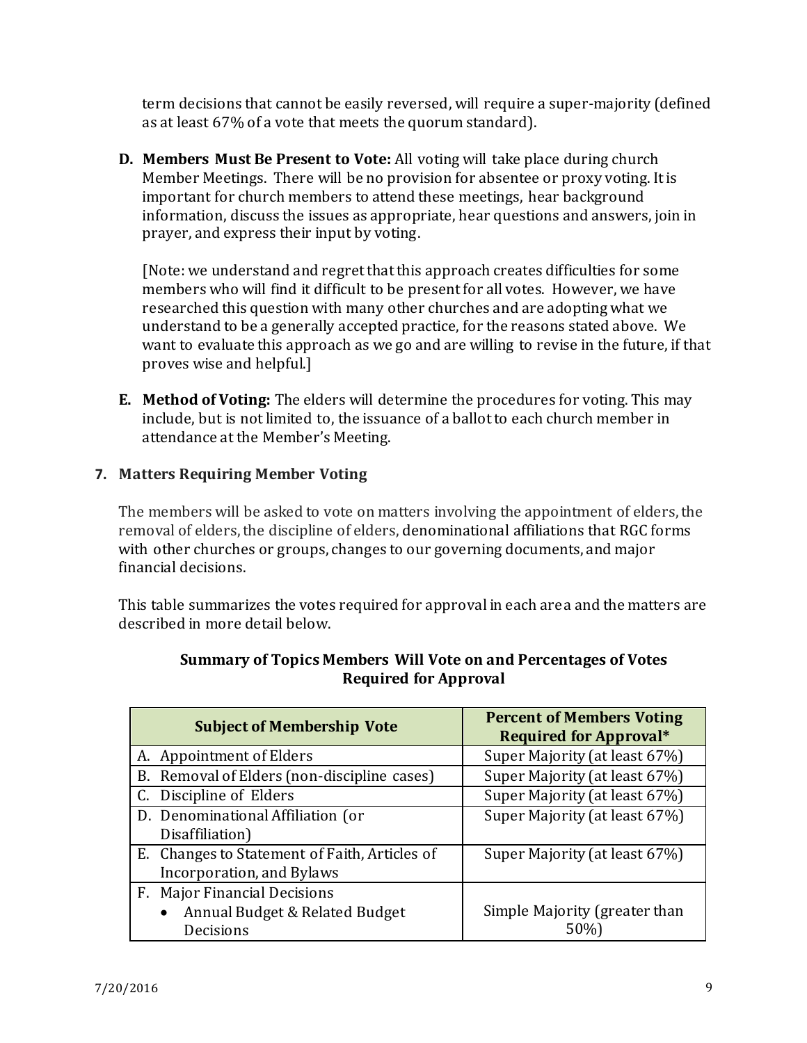term decisions that cannot be easily reversed, will require a super-majority (defined as at least 67% of a vote that meets the quorum standard).

**D. Members Must Be Present to Vote:** All voting will take place during church Member Meetings. There will be no provision for absentee or proxy voting. It is important for church members to attend these meetings, hear background information, discuss the issues as appropriate, hear questions and answers, join in prayer, and express their input by voting.

[Note: we understand and regret that this approach creates difficulties for some members who will find it difficult to be present for all votes. However, we have researched this question with many other churches and are adopting what we understand to be a generally accepted practice, for the reasons stated above. We want to evaluate this approach as we go and are willing to revise in the future, if that proves wise and helpful.]

**E. Method of Voting:** The elders will determine the procedures for voting. This may include, but is not limited to, the issuance of a ballot to each church member in attendance at the Member's Meeting.

### 7. Matters Requiring Member Voting

The members will be asked to vote on matters involving the appointment of elders, the removal of elders, the discipline of elders, denominational affiliations that RGC forms with other churches or groups, changes to our governing documents, and major financial decisions.

This table summarizes the votes required for approval in each area and the matters are described in more detail below.

**Summary of Topics Members Will Vote on and Percentages of Votes Required for Approval**

| Subject of Membership Vote | Percent of Members Voting Required for Approval* |
|---|---|
| A. Appointment of Elders | Super Majority (at least 67%) |
| B. Removal of Elders (non-discipline cases) | Super Majority (at least 67%) |
| C. Discipline of Elders | Super Majority (at least 67%) |
| D. Denominational Affiliation (or Disaffiliation) | Super Majority (at least 67%) |
| E. Changes to Statement of Faith, Articles of Incorporation, and Bylaws | Super Majority (at least 67%) |
| F. Major Financial Decisions<br>• Annual Budget & Related Budget Decisions | Simple Majority (greater than 50%) |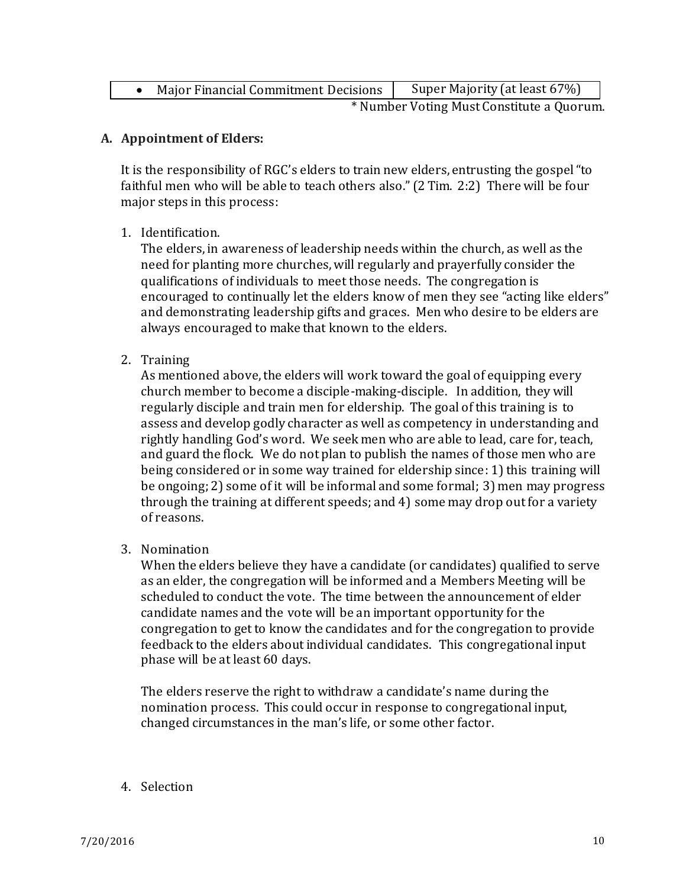| | |
|---|---|
| • Major Financial Commitment Decisions | Super Majority (at least 67%) |

* Number Voting Must Constitute a Quorum.

### A. Appointment of Elders:

It is the responsibility of RGC's elders to train new elders, entrusting the gospel "to faithful men who will be able to teach others also." (2 Tim. 2:2) There will be four major steps in this process:

1. Identification.
   The elders, in awareness of leadership needs within the church, as well as the need for planting more churches, will regularly and prayerfully consider the qualifications of individuals to meet those needs. The congregation is encouraged to continually let the elders know of men they see "acting like elders" and demonstrating leadership gifts and graces. Men who desire to be elders are always encouraged to make that known to the elders.

2. Training
   As mentioned above, the elders will work toward the goal of equipping every church member to become a disciple-making-disciple. In addition, they will regularly disciple and train men for eldership. The goal of this training is to assess and develop godly character as well as competency in understanding and rightly handling God's word. We seek men who are able to lead, care for, teach, and guard the flock. We do not plan to publish the names of those men who are being considered or in some way trained for eldership since: 1) this training will be ongoing; 2) some of it will be informal and some formal; 3) men may progress through the training at different speeds; and 4) some may drop out for a variety of reasons.

3. Nomination
   When the elders believe they have a candidate (or candidates) qualified to serve as an elder, the congregation will be informed and a Members Meeting will be scheduled to conduct the vote. The time between the announcement of elder candidate names and the vote will be an important opportunity for the congregation to get to know the candidates and for the congregation to provide feedback to the elders about individual candidates. This congregational input phase will be at least 60 days.

   The elders reserve the right to withdraw a candidate's name during the nomination process. This could occur in response to congregational input, changed circumstances in the man's life, or some other factor.

4. Selection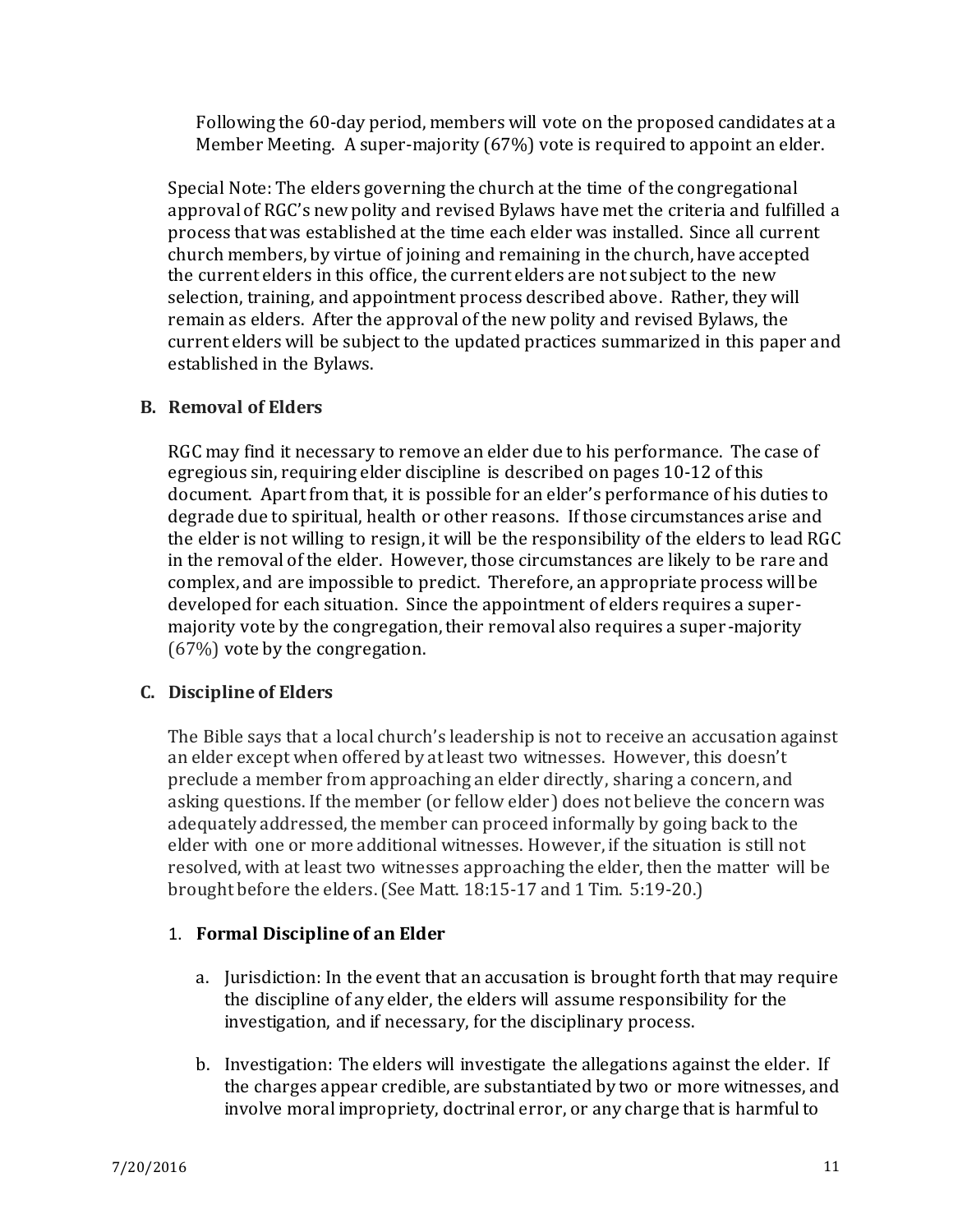Following the 60-day period, members will vote on the proposed candidates at a Member Meeting. A super-majority (67%) vote is required to appoint an elder.

Special Note: The elders governing the church at the time of the congregational approval of RGC's new polity and revised Bylaws have met the criteria and fulfilled a process that was established at the time each elder was installed. Since all current church members, by virtue of joining and remaining in the church, have accepted the current elders in this office, the current elders are not subject to the new selection, training, and appointment process described above. Rather, they will remain as elders. After the approval of the new polity and revised Bylaws, the current elders will be subject to the updated practices summarized in this paper and established in the Bylaws.

### B. Removal of Elders

RGC may find it necessary to remove an elder due to his performance. The case of egregious sin, requiring elder discipline is described on pages 10-12 of this document. Apart from that, it is possible for an elder's performance of his duties to degrade due to spiritual, health or other reasons. If those circumstances arise and the elder is not willing to resign, it will be the responsibility of the elders to lead RGC in the removal of the elder. However, those circumstances are likely to be rare and complex, and are impossible to predict. Therefore, an appropriate process will be developed for each situation. Since the appointment of elders requires a super-majority vote by the congregation, their removal also requires a super-majority (67%) vote by the congregation.

### C. Discipline of Elders

The Bible says that a local church's leadership is not to receive an accusation against an elder except when offered by at least two witnesses. However, this doesn't preclude a member from approaching an elder directly, sharing a concern, and asking questions. If the member (or fellow elder) does not believe the concern was adequately addressed, the member can proceed informally by going back to the elder with one or more additional witnesses. However, if the situation is still not resolved, with at least two witnesses approaching the elder, then the matter will be brought before the elders. (See Matt. 18:15-17 and 1 Tim. 5:19-20.)

1. **Formal Discipline of an Elder**

   a. Jurisdiction: In the event that an accusation is brought forth that may require the discipline of any elder, the elders will assume responsibility for the investigation, and if necessary, for the disciplinary process.

   b. Investigation: The elders will investigate the allegations against the elder. If the charges appear credible, are substantiated by two or more witnesses, and involve moral impropriety, doctrinal error, or any charge that is harmful to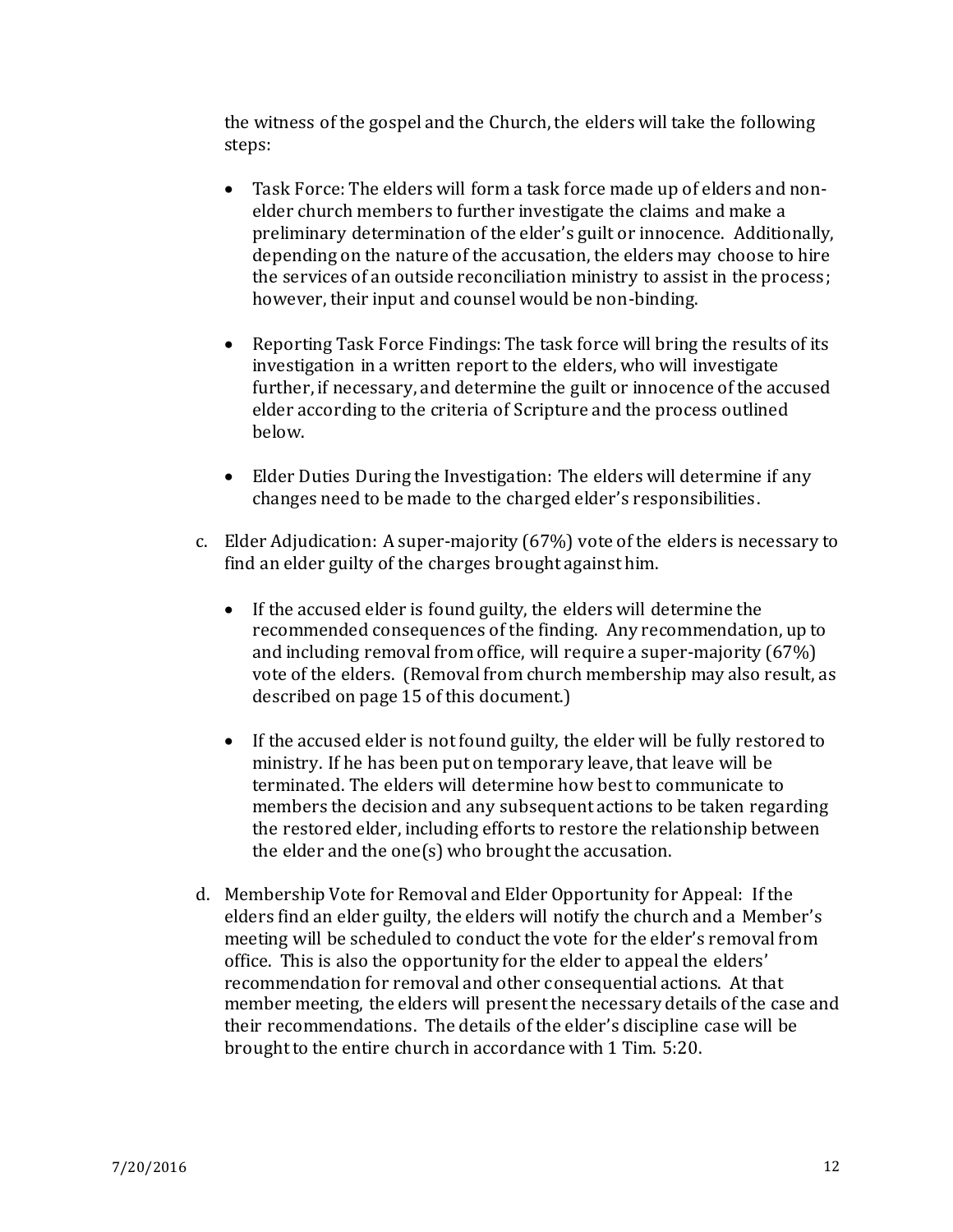the witness of the gospel and the Church, the elders will take the following steps:

- Task Force: The elders will form a task force made up of elders and non-elder church members to further investigate the claims and make a preliminary determination of the elder's guilt or innocence. Additionally, depending on the nature of the accusation, the elders may choose to hire the services of an outside reconciliation ministry to assist in the process; however, their input and counsel would be non-binding.

- Reporting Task Force Findings: The task force will bring the results of its investigation in a written report to the elders, who will investigate further, if necessary, and determine the guilt or innocence of the accused elder according to the criteria of Scripture and the process outlined below.

- Elder Duties During the Investigation: The elders will determine if any changes need to be made to the charged elder's responsibilities.

c. Elder Adjudication: A super-majority (67%) vote of the elders is necessary to find an elder guilty of the charges brought against him.

   - If the accused elder is found guilty, the elders will determine the recommended consequences of the finding. Any recommendation, up to and including removal from office, will require a super-majority (67%) vote of the elders. (Removal from church membership may also result, as described on page 15 of this document.)

   - If the accused elder is not found guilty, the elder will be fully restored to ministry. If he has been put on temporary leave, that leave will be terminated. The elders will determine how best to communicate to members the decision and any subsequent actions to be taken regarding the restored elder, including efforts to restore the relationship between the elder and the one(s) who brought the accusation.

d. Membership Vote for Removal and Elder Opportunity for Appeal: If the elders find an elder guilty, the elders will notify the church and a Member's meeting will be scheduled to conduct the vote for the elder's removal from office. This is also the opportunity for the elder to appeal the elders' recommendation for removal and other consequential actions. At that member meeting, the elders will present the necessary details of the case and their recommendations. The details of the elder's discipline case will be brought to the entire church in accordance with 1 Tim. 5:20.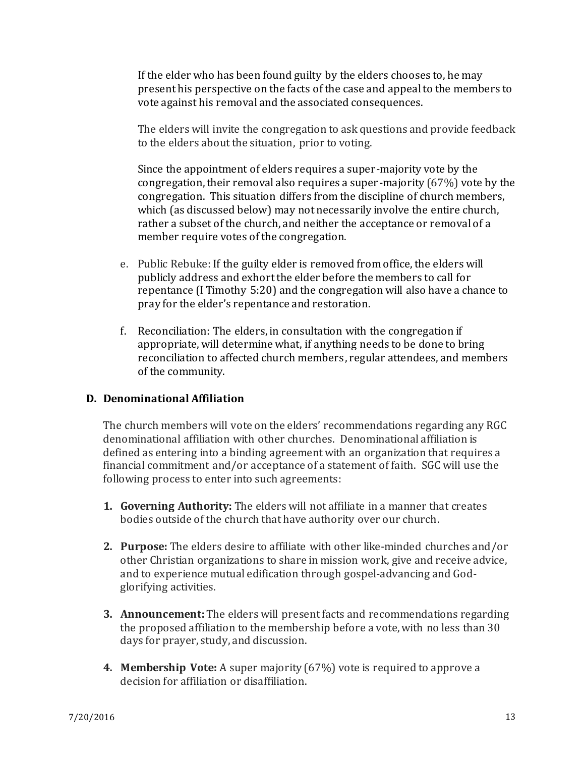If the elder who has been found guilty by the elders chooses to, he may present his perspective on the facts of the case and appeal to the members to vote against his removal and the associated consequences.

The elders will invite the congregation to ask questions and provide feedback to the elders about the situation, prior to voting.

Since the appointment of elders requires a super-majority vote by the congregation, their removal also requires a super-majority (67%) vote by the congregation. This situation differs from the discipline of church members, which (as discussed below) may not necessarily involve the entire church, rather a subset of the church, and neither the acceptance or removal of a member require votes of the congregation.

e. Public Rebuke: If the guilty elder is removed from office, the elders will publicly address and exhort the elder before the members to call for repentance (I Timothy 5:20) and the congregation will also have a chance to pray for the elder's repentance and restoration.

f. Reconciliation: The elders, in consultation with the congregation if appropriate, will determine what, if anything needs to be done to bring reconciliation to affected church members, regular attendees, and members of the community.

## D. Denominational Affiliation

The church members will vote on the elders' recommendations regarding any RGC denominational affiliation with other churches. Denominational affiliation is defined as entering into a binding agreement with an organization that requires a financial commitment and/or acceptance of a statement of faith. SGC will use the following process to enter into such agreements:

1. **Governing Authority:** The elders will not affiliate in a manner that creates bodies outside of the church that have authority over our church.

2. **Purpose:** The elders desire to affiliate with other like-minded churches and/or other Christian organizations to share in mission work, give and receive advice, and to experience mutual edification through gospel-advancing and God-glorifying activities.

3. **Announcement:** The elders will present facts and recommendations regarding the proposed affiliation to the membership before a vote, with no less than 30 days for prayer, study, and discussion.

4. **Membership Vote:** A super majority (67%) vote is required to approve a decision for affiliation or disaffiliation.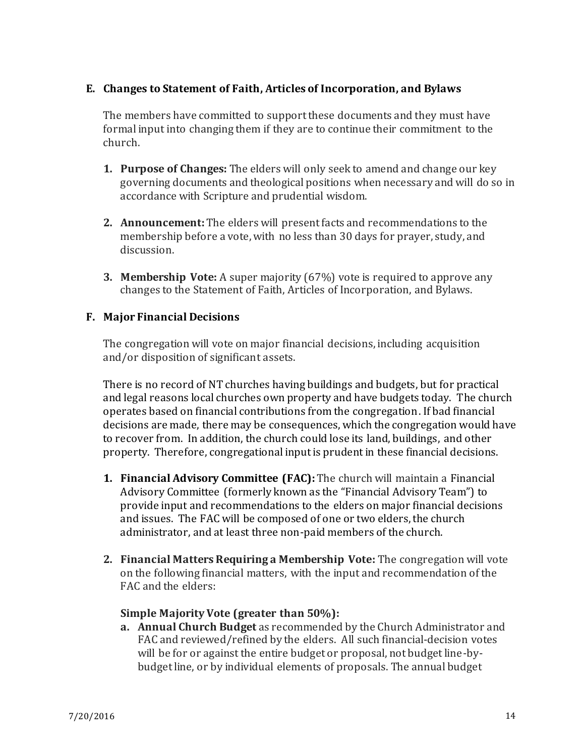## E. Changes to Statement of Faith, Articles of Incorporation, and Bylaws

The members have committed to support these documents and they must have formal input into changing them if they are to continue their commitment to the church.

1. **Purpose of Changes:** The elders will only seek to amend and change our key governing documents and theological positions when necessary and will do so in accordance with Scripture and prudential wisdom.

2. **Announcement:** The elders will present facts and recommendations to the membership before a vote, with no less than 30 days for prayer, study, and discussion.

3. **Membership Vote:** A super majority (67%) vote is required to approve any changes to the Statement of Faith, Articles of Incorporation, and Bylaws.

## F. Major Financial Decisions

The congregation will vote on major financial decisions, including acquisition and/or disposition of significant assets.

There is no record of NT churches having buildings and budgets, but for practical and legal reasons local churches own property and have budgets today. The church operates based on financial contributions from the congregation. If bad financial decisions are made, there may be consequences, which the congregation would have to recover from. In addition, the church could lose its land, buildings, and other property. Therefore, congregational input is prudent in these financial decisions.

1. **Financial Advisory Committee (FAC):** The church will maintain a Financial Advisory Committee (formerly known as the "Financial Advisory Team") to provide input and recommendations to the elders on major financial decisions and issues. The FAC will be composed of one or two elders, the church administrator, and at least three non-paid members of the church.

2. **Financial Matters Requiring a Membership Vote:** The congregation will vote on the following financial matters, with the input and recommendation of the FAC and the elders:

   **Simple Majority Vote (greater than 50%):**

   a. **Annual Church Budget** as recommended by the Church Administrator and FAC and reviewed/refined by the elders. All such financial-decision votes will be for or against the entire budget or proposal, not budget line-by-budget line, or by individual elements of proposals. The annual budget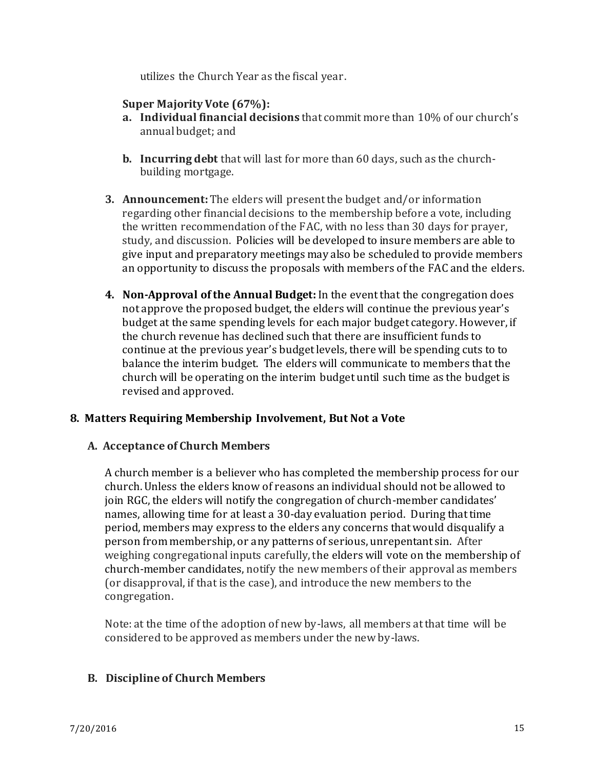utilizes the Church Year as the fiscal year.

**Super Majority Vote (67%):**

- **a. Individual financial decisions** that commit more than 10% of our church's annual budget; and

- **b. Incurring debt** that will last for more than 60 days, such as the church-building mortgage.

**3. Announcement:** The elders will present the budget and/or information regarding other financial decisions to the membership before a vote, including the written recommendation of the FAC, with no less than 30 days for prayer, study, and discussion. Policies will be developed to insure members are able to give input and preparatory meetings may also be scheduled to provide members an opportunity to discuss the proposals with members of the FAC and the elders.

**4. Non-Approval of the Annual Budget:** In the event that the congregation does not approve the proposed budget, the elders will continue the previous year's budget at the same spending levels for each major budget category. However, if the church revenue has declined such that there are insufficient funds to continue at the previous year's budget levels, there will be spending cuts to to balance the interim budget. The elders will communicate to members that the church will be operating on the interim budget until such time as the budget is revised and approved.

## 8. Matters Requiring Membership Involvement, But Not a Vote

### A. Acceptance of Church Members

A church member is a believer who has completed the membership process for our church. Unless the elders know of reasons an individual should not be allowed to join RGC, the elders will notify the congregation of church-member candidates' names, allowing time for at least a 30-day evaluation period. During that time period, members may express to the elders any concerns that would disqualify a person from membership, or any patterns of serious, unrepentant sin. After weighing congregational inputs carefully, the elders will vote on the membership of church-member candidates, notify the new members of their approval as members (or disapproval, if that is the case), and introduce the new members to the congregation.

Note: at the time of the adoption of new by-laws, all members at that time will be considered to be approved as members under the new by-laws.

### B. Discipline of Church Members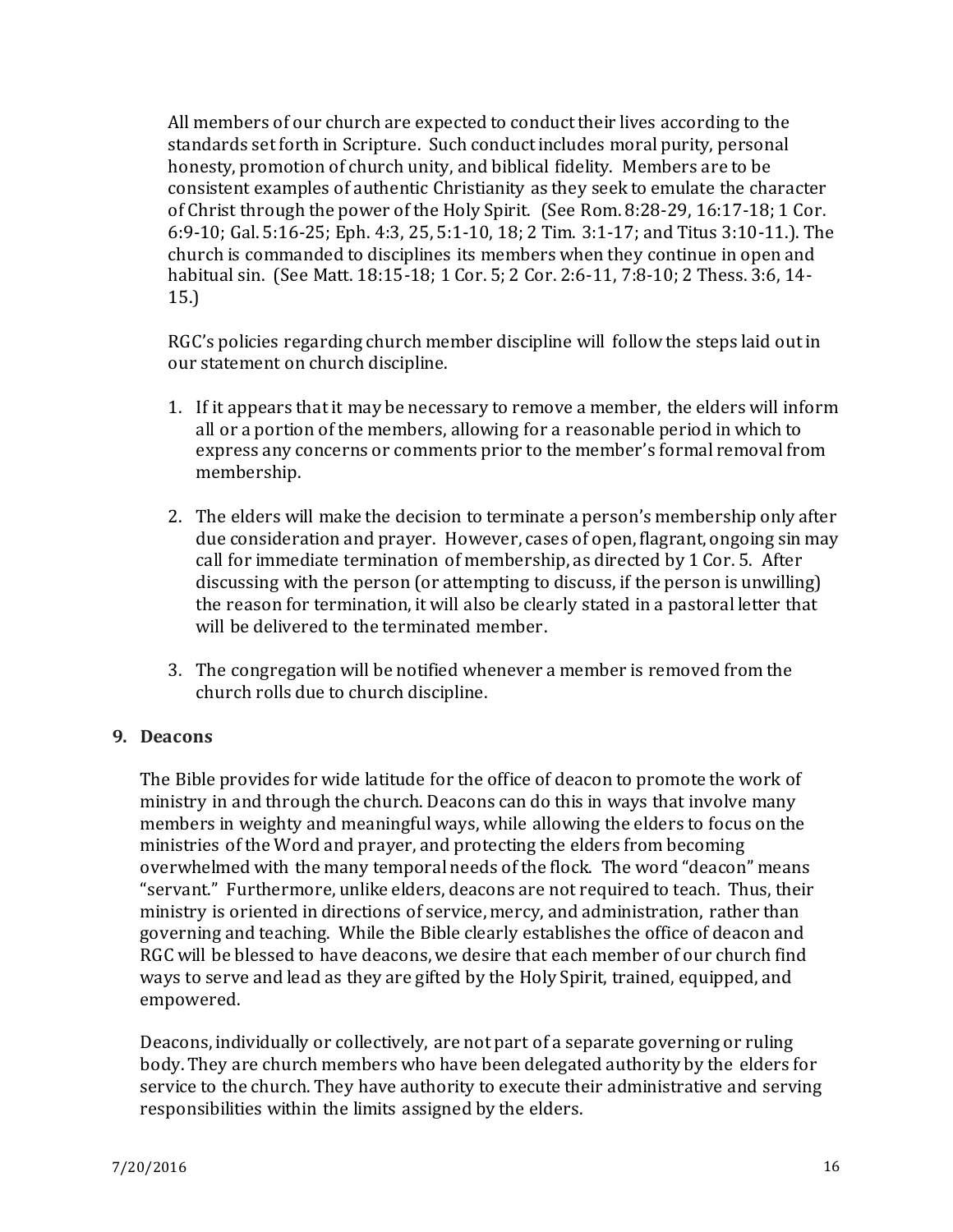All members of our church are expected to conduct their lives according to the standards set forth in Scripture. Such conduct includes moral purity, personal honesty, promotion of church unity, and biblical fidelity. Members are to be consistent examples of authentic Christianity as they seek to emulate the character of Christ through the power of the Holy Spirit. (See Rom. 8:28-29, 16:17-18; 1 Cor. 6:9-10; Gal. 5:16-25; Eph. 4:3, 25, 5:1-10, 18; 2 Tim. 3:1-17; and Titus 3:10-11.). The church is commanded to disciplines its members when they continue in open and habitual sin. (See Matt. 18:15-18; 1 Cor. 5; 2 Cor. 2:6-11, 7:8-10; 2 Thess. 3:6, 14-15.)

RGC's policies regarding church member discipline will follow the steps laid out in our statement on church discipline.

1. If it appears that it may be necessary to remove a member, the elders will inform all or a portion of the members, allowing for a reasonable period in which to express any concerns or comments prior to the member's formal removal from membership.

2. The elders will make the decision to terminate a person's membership only after due consideration and prayer. However, cases of open, flagrant, ongoing sin may call for immediate termination of membership, as directed by 1 Cor. 5. After discussing with the person (or attempting to discuss, if the person is unwilling) the reason for termination, it will also be clearly stated in a pastoral letter that will be delivered to the terminated member.

3. The congregation will be notified whenever a member is removed from the church rolls due to church discipline.

## 9. Deacons

The Bible provides for wide latitude for the office of deacon to promote the work of ministry in and through the church. Deacons can do this in ways that involve many members in weighty and meaningful ways, while allowing the elders to focus on the ministries of the Word and prayer, and protecting the elders from becoming overwhelmed with the many temporal needs of the flock. The word "deacon" means "servant." Furthermore, unlike elders, deacons are not required to teach. Thus, their ministry is oriented in directions of service, mercy, and administration, rather than governing and teaching. While the Bible clearly establishes the office of deacon and RGC will be blessed to have deacons, we desire that each member of our church find ways to serve and lead as they are gifted by the Holy Spirit, trained, equipped, and empowered.

Deacons, individually or collectively, are not part of a separate governing or ruling body. They are church members who have been delegated authority by the elders for service to the church. They have authority to execute their administrative and serving responsibilities within the limits assigned by the elders.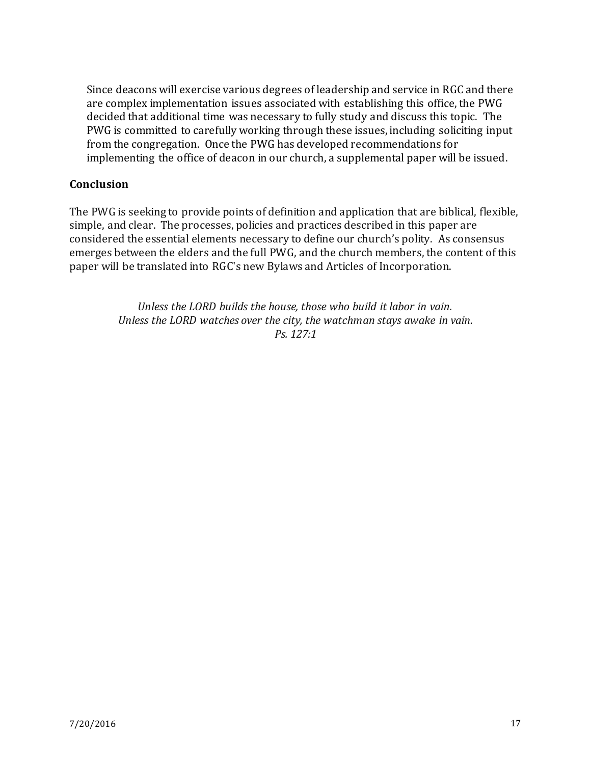Since deacons will exercise various degrees of leadership and service in RGC and there are complex implementation issues associated with establishing this office, the PWG decided that additional time was necessary to fully study and discuss this topic. The PWG is committed to carefully working through these issues, including soliciting input from the congregation. Once the PWG has developed recommendations for implementing the office of deacon in our church, a supplemental paper will be issued.

## Conclusion

The PWG is seeking to provide points of definition and application that are biblical, flexible, simple, and clear. The processes, policies and practices described in this paper are considered the essential elements necessary to define our church's polity. As consensus emerges between the elders and the full PWG, and the church members, the content of this paper will be translated into RGC's new Bylaws and Articles of Incorporation.

*Unless the LORD builds the house, those who build it labor in vain.*
*Unless the LORD watches over the city, the watchman stays awake in vain.*
*Ps. 127:1*